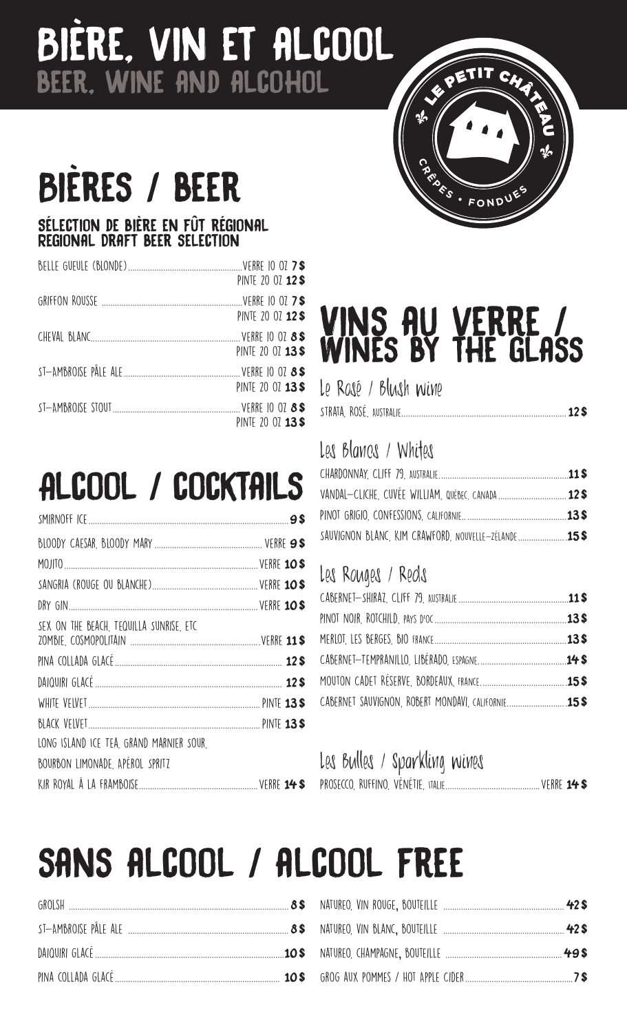# BIÈRE, VIN ET ALCOOL
## BEER, WINE AND ALCOHOL

LE PETIT CHÂTEAU
CRÊPES • FONDUES

## BIÈRES / BEER

### SÉLECTION DE BIÈRE EN FÛT RÉGIONAL
### REGIONAL DRAFT BEER SELECTION

| | | |
|---|---|---|
| BELLE GUEULE (BLONDE) | VERRE 10 OZ **7 $** | PINTE 20 OZ **12 $** |
| GRIFFON ROUSSE | VERRE 10 OZ **7 $** | PINTE 20 OZ **12 $** |
| CHEVAL BLANC | VERRE 10 OZ **8 $** | PINTE 20 OZ **13 $** |
| ST-AMBROISE PÂLE ALE | VERRE 10 OZ **8 $** | PINTE 20 OZ **13 $** |
| ST-AMBROISE STOUT | VERRE 10 OZ **8 $** | PINTE 20 OZ **13 $** |

## ALCOOL / COCKTAILS

| | |
|---|---|
| SMIRNOFF ICE | **9 $** |
| BLOODY CAESAR, BLOODY MARY | VERRE **9 $** |
| MOJITO | VERRE **10 $** |
| SANGRIA (ROUGE OU BLANCHE) | VERRE **10 $** |
| DRY GIN | VERRE **10 $** |
| SEX ON THE BEACH, TEQUILLA SUNRISE, ETC ZOMBIE, COSMOPOLITAIN | VERRE **11 $** |
| PINA COLLADA GLACÉ | **12 $** |
| DAIQUIRI GLACÉ | **12 $** |
| WHITE VELVET | PINTE **13 $** |
| BLACK VELVET | PINTE **13 $** |
| LONG ISLAND ICE TEA, GRAND MARNIER SOUR, BOURBON LIMONADE, APÉROL SPRITZ KIR ROYAL À LA FRAMBOISE | VERRE **14 $** |

## VINS AU VERRE / WINES BY THE GLASS

### Le Rosé / Blush wine

| | |
|---|---|
| STRATA, ROSÉ, AUSTRALIE | **12 $** |

### Les Blancs / Whites

| | |
|---|---|
| CHARDONNAY, CLIFF 79, AUSTRALIE | **11 $** |
| VANDAL-CLICHE, CUVÉE WILLIAM, QUÉBEC, CANADA | **12 $** |
| PINOT GRIGIO, CONFESSIONS, CALIFORNIE | **13 $** |
| SAUVIGNON BLANC, KIM CRAWFORD, NOUVELLE-ZÉLANDE | **15 $** |

### Les Rouges / Reds

| | |
|---|---|
| CABERNET-SHIRAZ, CLIFF 79, AUSTRALIE | **11 $** |
| PINOT NOIR, ROTCHILD, PAYS D'OC | **13 $** |
| MERLOT, LES BERGES, BIO FRANCE | **13 $** |
| CABERNET-TEMPRANILLO, LIBÉRADO, ESPAGNE | **14 $** |
| MOUTON CADET RÉSERVE, BORDEAUX, FRANCE | **15 $** |
| CABERNET SAUVIGNON, ROBERT MONDAVI, CALIFORNIE | **15 $** |

### Les Bulles / Sparkling wines

| | |
|---|---|
| PROSECCO, RUFFINO, VÉNÉTIE, ITALIE | VERRE **14 $** |

## SANS ALCOOL / ALCOOL FREE

| | |
|---|---|
| GROLSH | **8 $** |
| ST-AMBROISE PÂLE ALE | **8 $** |
| DAIQUIRI GLACÉ | **10 $** |
| PINA COLLADA GLACÉ | **10 $** |
| NATUREO, VIN ROUGE, BOUTEILLE | **42 $** |
| NATUREO, VIN BLANC, BOUTEILLE | **42 $** |
| NATUREO, CHAMPAGNE, BOUTEILLE | **49 $** |
| GROG AUX POMMES / HOT APPLE CIDER | **7 $** |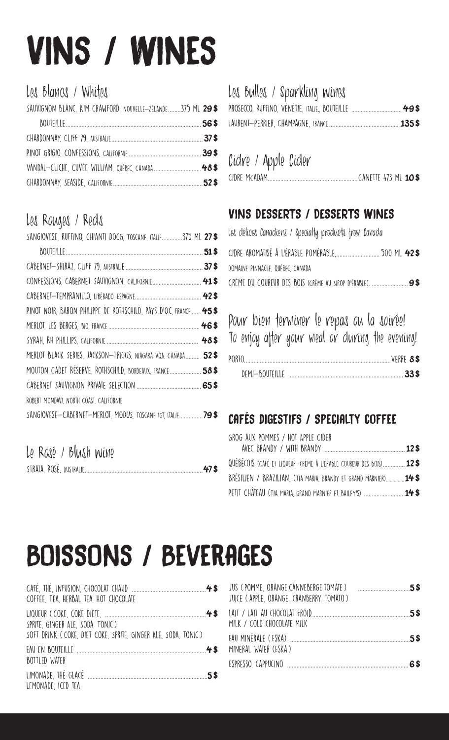# VINS / WINES

## Les Blancs / Whites

SAUVIGNON BLANC, KIM CRAWFORD, NOUVELLE-ZÉLANDE ........ 375 ML **29 $**
BOUTEILLE ........ **56 $**
CHARDONNAY, CLIFF 79, AUSTRALIE ........ **37 $**
PINOT GRIGIO, CONFESSIONS, CALIFORNIE ........ **39 $**
VANDAL-CLICHE, CUVÉE WILLIAM, QUÉBEC, CANADA ........ **48 $**
CHARDONNAY, SEASIDE, CALIFORNIE ........ **52 $**

## Les Rouges / Reds

SANGIOVESE, RUFFINO, CHIANTI DOCG, TOSCANE, ITALIE ........ 375 ML **27 $**
BOUTEILLE ........ **51 $**
CABERNET-SHIRAZ, CLIFF 79, AUSTRALIE ........ **37 $**
CONFESSIONS, CABERNET SAUVIGNON, CALIFORNIE ........ **41 $**
CABERNET-TEMPRANILLO, LIBÉRADO, ESPAGNE ........ **42 $**
PINOT NOIR, BARON PHILIPPE DE ROTHSCHILD, PAYS D'OC, FRANCE ........ **45 $**
MERLOT, LES BERGES, BIO, FRANCE ........ **46 $**
SYRAH, RH PHILLIPS, CALIFORNIE ........ **48 $**
MERLOT BLACK SERIES, JACKSON-TRIGGS, NIAGARA VQA, CANADA ........ **52 $**
MOUTON CADET RÉSERVE, ROTHSCHILD, BORDEAUX, FRANCE ........ **58 $**
CABERNET SAUVIGNON PRIVATE SELECTION ........ **65 $**
ROBERT MONDAVI, NORTH COAST, CALIFORNIE
SANGIOVESE-CABERNET-MERLOT, MODUS, TOSCANE IGT, ITALIE ........ **79 $**

## Le Rosé / Blush wine

STRATA, ROSÉ, AUSTRALIE ........ **47 $**

## Les Bulles / Sparkling wines

PROSECCO, RUFFINO, VÉNÉTIE, ITALIE, BOUTEILLE ........ **49 $**
LAURENT-PERRIER, CHAMPAGNE, FRANCE ........ **135 $**

## Cidre / Apple Cider

CIDRE MCADAM ........ CANETTE 473 ML **10 $**

## VINS DESSERTS / DESSERTS WINES

Les délices Canadiens / Specialty products from Canada

CIDRE AROMATISÉ À L'ÉRABLE POMÉRABLE, ........ 500 ML **42 $**
DOMAINE PINNACLE, QUÉBEC, CANADA
CRÈME DU COUREUR DES BOIS (CRÈME AU SIROP D'ÉRABLE). ........ **9 $**

## Pour bien terminer le repas ou la soirée!
## To enjoy after your meal or during the evening!

PORTO ........ VERRE **8 $**
DEMI-BOUTEILLE ........ **33 $**

## CAFÉS DIGESTIFS / SPECIALTY COFFEE

GROG AUX POMMES / HOT APPLE CIDER
AVEC BRANDY / WITH BRANDY ........ **12 $**
QUÉBÉCOIS (CAFÉ ET LIQUEUR-CRÈME À L'ÉRABLE COUREUR DES BOIS) ........ **12 $**
BRÉSILIEN / BRAZILIAN, (TIA MARIA, BRANDY ET GRAND MARNIER) ........ **14 $**
PETIT CHÂTEAU (TIA MARIA, GRAND MARNIER ET BAILEY'S) ........ **14 $**

# BOISSONS / BEVERAGES

CAFÉ, THÉ, INFUSION, CHOCOLAT CHAUD ........ **4 $**
COFFEE, TEA, HERBAL TEA, HOT CHOCOLATE

LIQUEUR (COKE, COKE DIÈTE, SPRITE, GINGER ALE, SODA, TONIC) ........ **4 $**
SOFT DRINK (COKE, DIET COKE, SPRITE, GINGER ALE, SODA, TONIC)

EAU EN BOUTEILLE ........ **4 $**
BOTTLED WATER

LIMONADE, THÉ GLACÉ ........ **5 $**
LEMONADE, ICED TEA

JUS (POMME, ORANGE, CANNEBERGE, TOMATE) ........ **5 $**
JUICE (APPLE, ORANGE, CRANBERRY, TOMATO)

LAIT / LAIT AU CHOCOLAT FROID ........ **5 $**
MILK / COLD CHOCOLATE MILK

EAU MINÉRALE (ESKA) ........ **5 $**
MINERAL WATER (ESKA)

ESPRESSO, CAPPUCINO ........ **6 $**